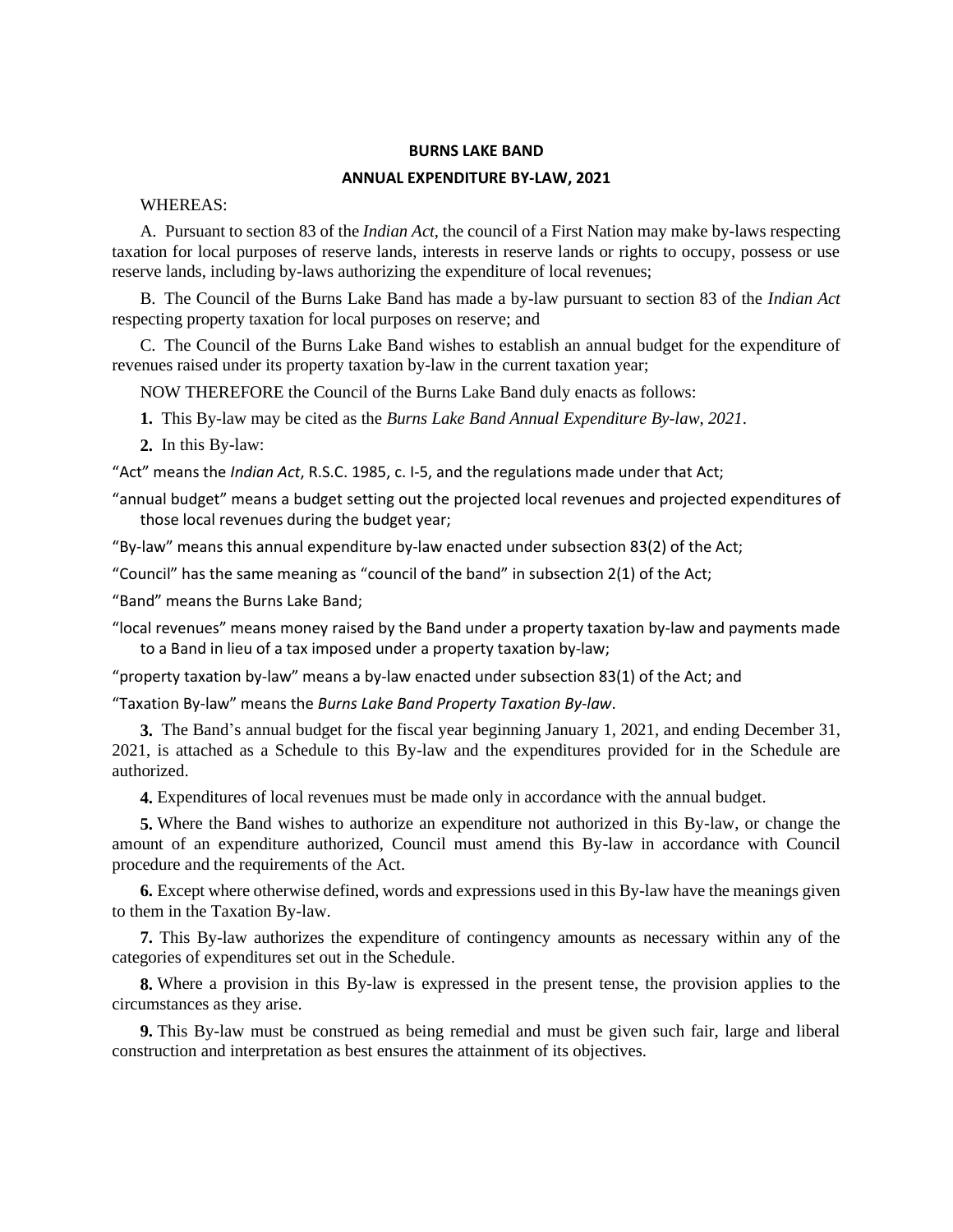# BURNS LAKE BAND

## ANNUAL EXPENDITURE BY-LAW, 2021

WHEREAS:

A. Pursuant to section 83 of the *Indian Act*, the council of a First Nation may make by-laws respecting taxation for local purposes of reserve lands, interests in reserve lands or rights to occupy, possess or use reserve lands, including by-laws authorizing the expenditure of local revenues;

B. The Council of the Burns Lake Band has made a by-law pursuant to section 83 of the *Indian Act* respecting property taxation for local purposes on reserve; and

C. The Council of the Burns Lake Band wishes to establish an annual budget for the expenditure of revenues raised under its property taxation by-law in the current taxation year;

NOW THEREFORE the Council of the Burns Lake Band duly enacts as follows:

**1.** This By-law may be cited as the *Burns Lake Band Annual Expenditure By-law, 2021*.

**2.** In this By-law:

"Act" means the *Indian Act*, R.S.C. 1985, c. I-5, and the regulations made under that Act;

"annual budget" means a budget setting out the projected local revenues and projected expenditures of those local revenues during the budget year;

"By-law" means this annual expenditure by-law enacted under subsection 83(2) of the Act;

"Council" has the same meaning as "council of the band" in subsection 2(1) of the Act;

"Band" means the Burns Lake Band;

"local revenues" means money raised by the Band under a property taxation by-law and payments made to a Band in lieu of a tax imposed under a property taxation by-law;

"property taxation by-law" means a by-law enacted under subsection 83(1) of the Act; and

"Taxation By-law" means the *Burns Lake Band Property Taxation By-law*.

**3.** The Band's annual budget for the fiscal year beginning January 1, 2021, and ending December 31, 2021, is attached as a Schedule to this By-law and the expenditures provided for in the Schedule are authorized.

**4.** Expenditures of local revenues must be made only in accordance with the annual budget.

**5.** Where the Band wishes to authorize an expenditure not authorized in this By-law, or change the amount of an expenditure authorized, Council must amend this By-law in accordance with Council procedure and the requirements of the Act.

**6.** Except where otherwise defined, words and expressions used in this By-law have the meanings given to them in the Taxation By-law.

**7.** This By-law authorizes the expenditure of contingency amounts as necessary within any of the categories of expenditures set out in the Schedule.

**8.** Where a provision in this By-law is expressed in the present tense, the provision applies to the circumstances as they arise.

**9.** This By-law must be construed as being remedial and must be given such fair, large and liberal construction and interpretation as best ensures the attainment of its objectives.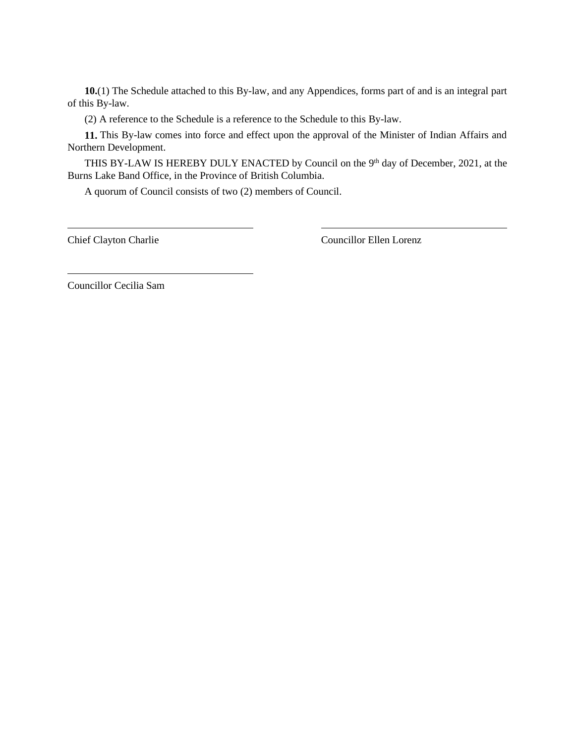**10.**(1) The Schedule attached to this By-law, and any Appendices, forms part of and is an integral part of this By-law.

(2) A reference to the Schedule is a reference to the Schedule to this By-law.

**11.** This By-law comes into force and effect upon the approval of the Minister of Indian Affairs and Northern Development.

THIS BY-LAW IS HEREBY DULY ENACTED by Council on the 9th day of December, 2021, at the Burns Lake Band Office, in the Province of British Columbia.

A quorum of Council consists of two (2) members of Council.

| | |
|---|---|
| \_\_\_\_\_\_\_\_\_\_\_\_\_\_\_\_\_\_\_\_\_\_\_\_\_\_\_\_\_\_ | \_\_\_\_\_\_\_\_\_\_\_\_\_\_\_\_\_\_\_\_\_\_\_\_\_\_\_\_\_\_ |
| Chief Clayton Charlie | Councillor Ellen Lorenz |
| \_\_\_\_\_\_\_\_\_\_\_\_\_\_\_\_\_\_\_\_\_\_\_\_\_\_\_\_\_\_ | |
| Councillor Cecilia Sam | |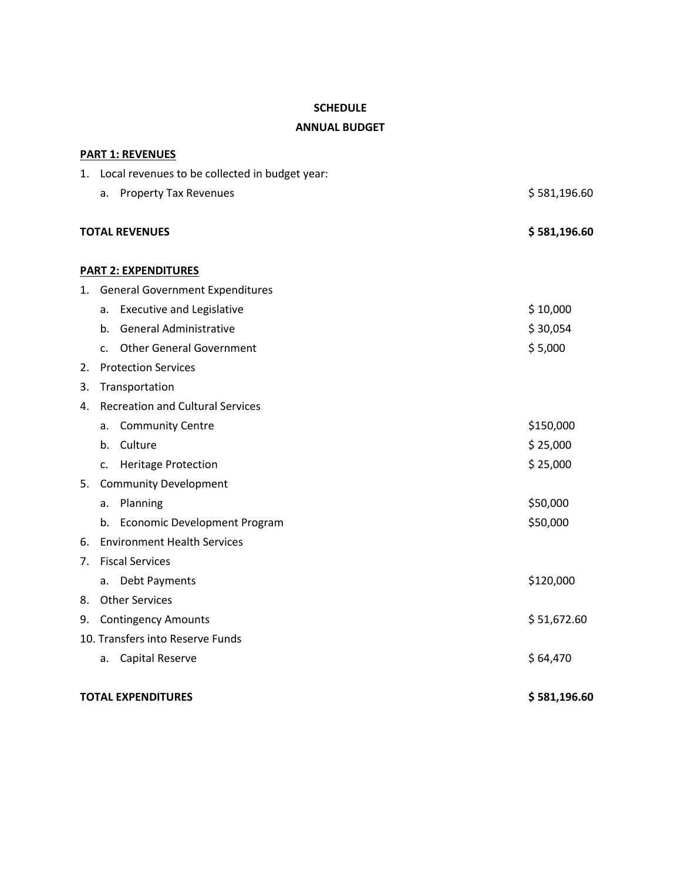**SCHEDULE**

**ANNUAL BUDGET**

**PART 1: REVENUES**

| | |
|---|---|
| 1. Local revenues to be collected in budget year: | |
| a. Property Tax Revenues | $ 581,196.60 |
| **TOTAL REVENUES** | **$ 581,196.60** |

**PART 2: EXPENDITURES**

| | |
|---|---|
| 1. General Government Expenditures | |
| a. Executive and Legislative | $ 10,000 |
| b. General Administrative | $ 30,054 |
| c. Other General Government | $ 5,000 |
| 2. Protection Services | |
| 3. Transportation | |
| 4. Recreation and Cultural Services | |
| a. Community Centre | $150,000 |
| b. Culture | $ 25,000 |
| c. Heritage Protection | $ 25,000 |
| 5. Community Development | |
| a. Planning | $50,000 |
| b. Economic Development Program | $50,000 |
| 6. Environment Health Services | |
| 7. Fiscal Services | |
| a. Debt Payments | $120,000 |
| 8. Other Services | |
| 9. Contingency Amounts | $ 51,672.60 |
| 10. Transfers into Reserve Funds | |
| a. Capital Reserve | $ 64,470 |
| **TOTAL EXPENDITURES** | **$ 581,196.60** |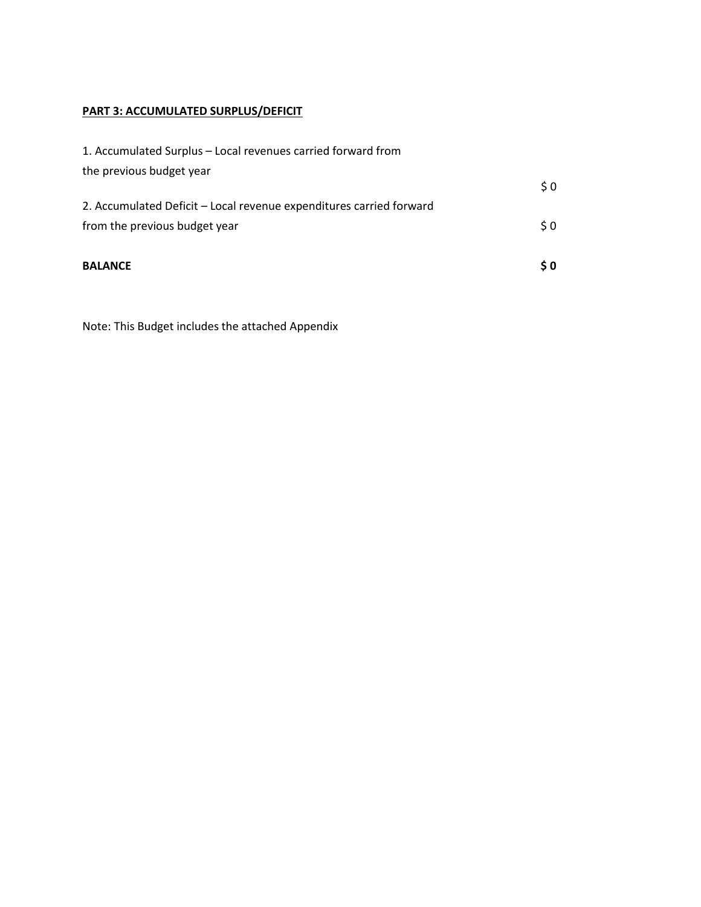**PART 3: ACCUMULATED SURPLUS/DEFICIT**

| | |
|---|---|
| 1. Accumulated Surplus – Local revenues carried forward from the previous budget year | $ 0 |
| 2. Accumulated Deficit – Local revenue expenditures carried forward from the previous budget year | $ 0 |
| **BALANCE** | **$ 0** |

Note: This Budget includes the attached Appendix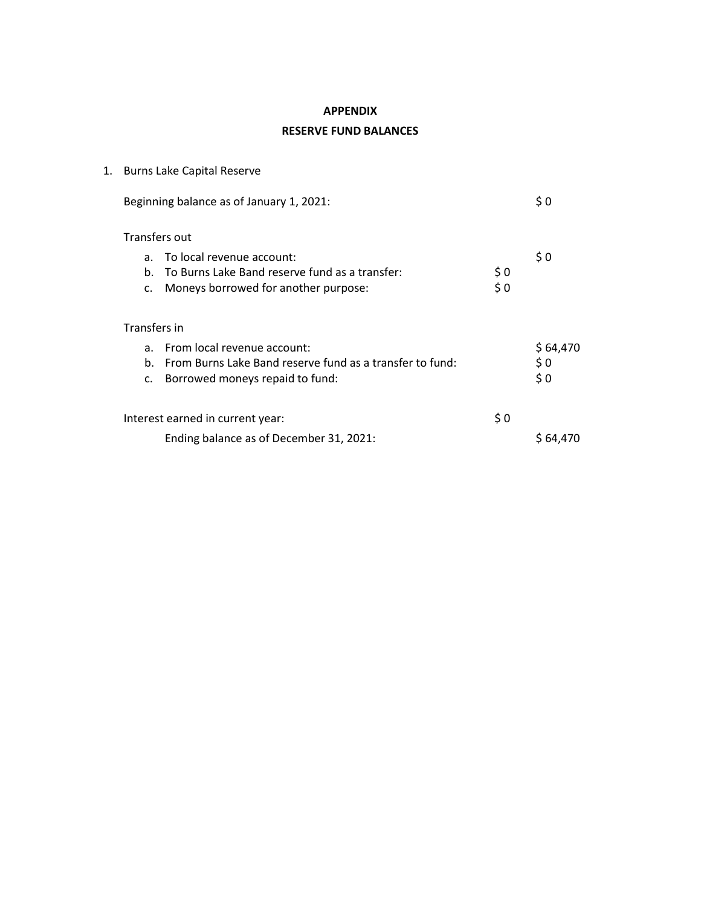**APPENDIX**

**RESERVE FUND BALANCES**

1. Burns Lake Capital Reserve

| | | |
|---|---|---|
| Beginning balance as of January 1, 2021: | | $ 0 |
| Transfers out | | |
| a. To local revenue account: | | $ 0 |
| b. To Burns Lake Band reserve fund as a transfer: | $ 0 | |
| c. Moneys borrowed for another purpose: | $ 0 | |
| Transfers in | | |
| a. From local revenue account: | | $ 64,470 |
| b. From Burns Lake Band reserve fund as a transfer to fund: | | $ 0 |
| c. Borrowed moneys repaid to fund: | | $ 0 |
| Interest earned in current year: | $ 0 | |
| Ending balance as of December 31, 2021: | | $ 64,470 |